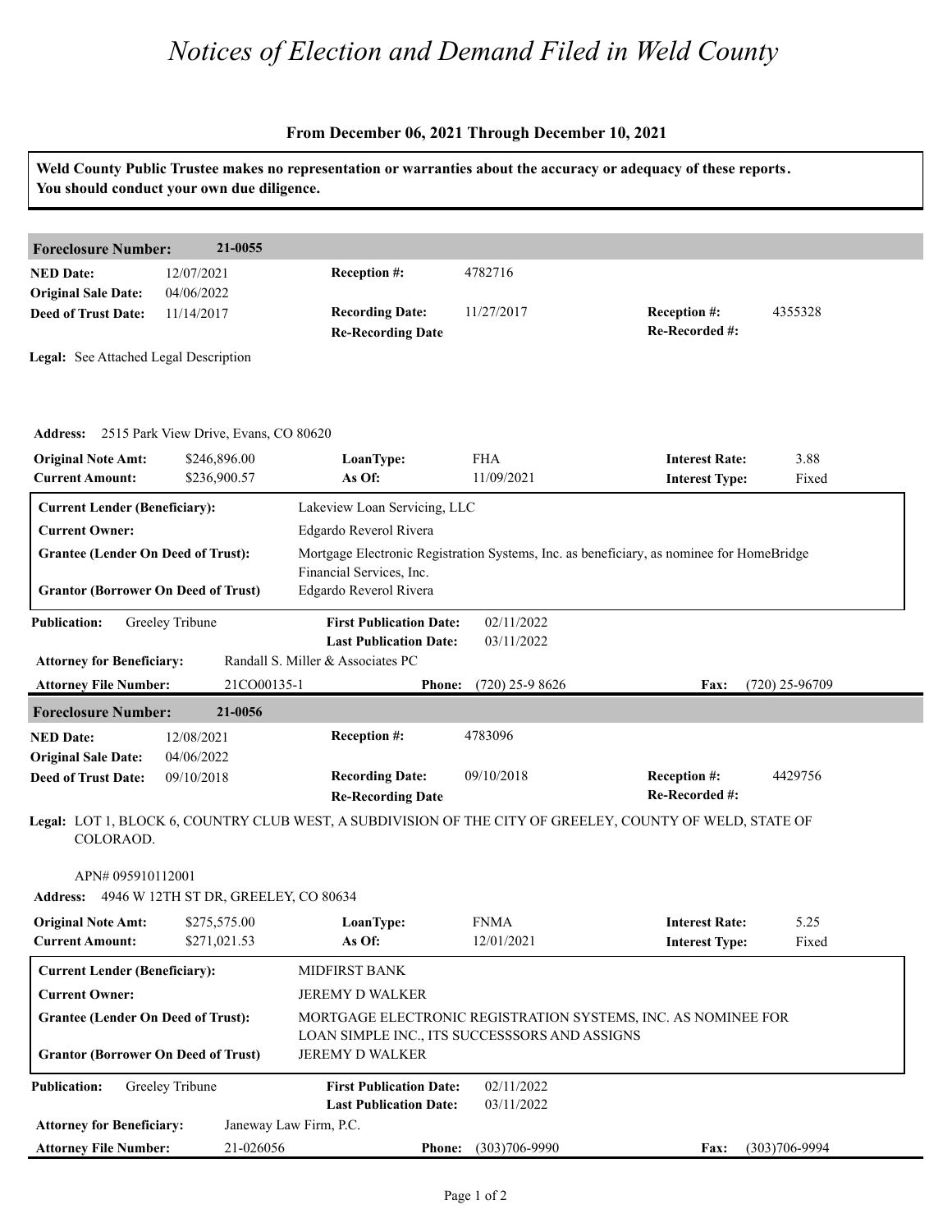# *Notices of Election and Demand Filed in Weld County*

**From December 06, 2021 Through December 10, 2021**

**Weld County Public Trustee makes no representation or warranties about the accuracy or adequacy of these reports. You should conduct your own due diligence.**

## Foreclosure Number: 21-0055

| | | | | | |
|---|---|---|---|---|---|
| **NED Date:** | 12/07/2021 | **Reception #:** | 4782716 | | |
| **Original Sale Date:** | 04/06/2022 | | | | |
| **Deed of Trust Date:** | 11/14/2017 | **Recording Date:** | 11/27/2017 | **Reception #:** | 4355328 |
| | | **Re-Recording Date** | | **Re-Recorded #:** | |

**Legal:** See Attached Legal Description

**Address:** 2515 Park View Drive, Evans, CO 80620

| | | | | | |
|---|---|---|---|---|---|
| **Original Note Amt:** | $246,896.00 | **LoanType:** | FHA | **Interest Rate:** | 3.88 |
| **Current Amount:** | $236,900.57 | **As Of:** | 11/09/2021 | **Interest Type:** | Fixed |

| | |
|---|---|
| **Current Lender (Beneficiary):** | Lakeview Loan Servicing, LLC |
| **Current Owner:** | Edgardo Reverol Rivera |
| **Grantee (Lender On Deed of Trust):** | Mortgage Electronic Registration Systems, Inc. as beneficiary, as nominee for HomeBridge Financial Services, Inc. |
| **Grantor (Borrower On Deed of Trust)** | Edgardo Reverol Rivera |

| | | | |
|---|---|---|---|
| **Publication:** | Greeley Tribune | **First Publication Date:** | 02/11/2022 |
| | | **Last Publication Date:** | 03/11/2022 |

**Attorney for Beneficiary:** Randall S. Miller & Associates PC

**Attorney File Number:** 21CO00135-1 **Phone:** (720) 25-9 8626 **Fax:** (720) 25-96709

## Foreclosure Number: 21-0056

| | | | | | |
|---|---|---|---|---|---|
| **NED Date:** | 12/08/2021 | **Reception #:** | 4783096 | | |
| **Original Sale Date:** | 04/06/2022 | | | | |
| **Deed of Trust Date:** | 09/10/2018 | **Recording Date:** | 09/10/2018 | **Reception #:** | 4429756 |
| | | **Re-Recording Date** | | **Re-Recorded #:** | |

**Legal:** LOT 1, BLOCK 6, COUNTRY CLUB WEST, A SUBDIVISION OF THE CITY OF GREELEY, COUNTY OF WELD, STATE OF COLORAOD.

APN# 095910112001

**Address:** 4946 W 12TH ST DR, GREELEY, CO 80634

| | | | | | |
|---|---|---|---|---|---|
| **Original Note Amt:** | $275,575.00 | **LoanType:** | FNMA | **Interest Rate:** | 5.25 |
| **Current Amount:** | $271,021.53 | **As Of:** | 12/01/2021 | **Interest Type:** | Fixed |

| | |
|---|---|
| **Current Lender (Beneficiary):** | MIDFIRST BANK |
| **Current Owner:** | JEREMY D WALKER |
| **Grantee (Lender On Deed of Trust):** | MORTGAGE ELECTRONIC REGISTRATION SYSTEMS, INC. AS NOMINEE FOR LOAN SIMPLE INC., ITS SUCCESSSORS AND ASSIGNS |
| **Grantor (Borrower On Deed of Trust)** | JEREMY D WALKER |

| | | | |
|---|---|---|---|
| **Publication:** | Greeley Tribune | **First Publication Date:** | 02/11/2022 |
| | | **Last Publication Date:** | 03/11/2022 |

**Attorney for Beneficiary:** Janeway Law Firm, P.C.

**Attorney File Number:** 21-026056 **Phone:** (303)706-9990 **Fax:** (303)706-9994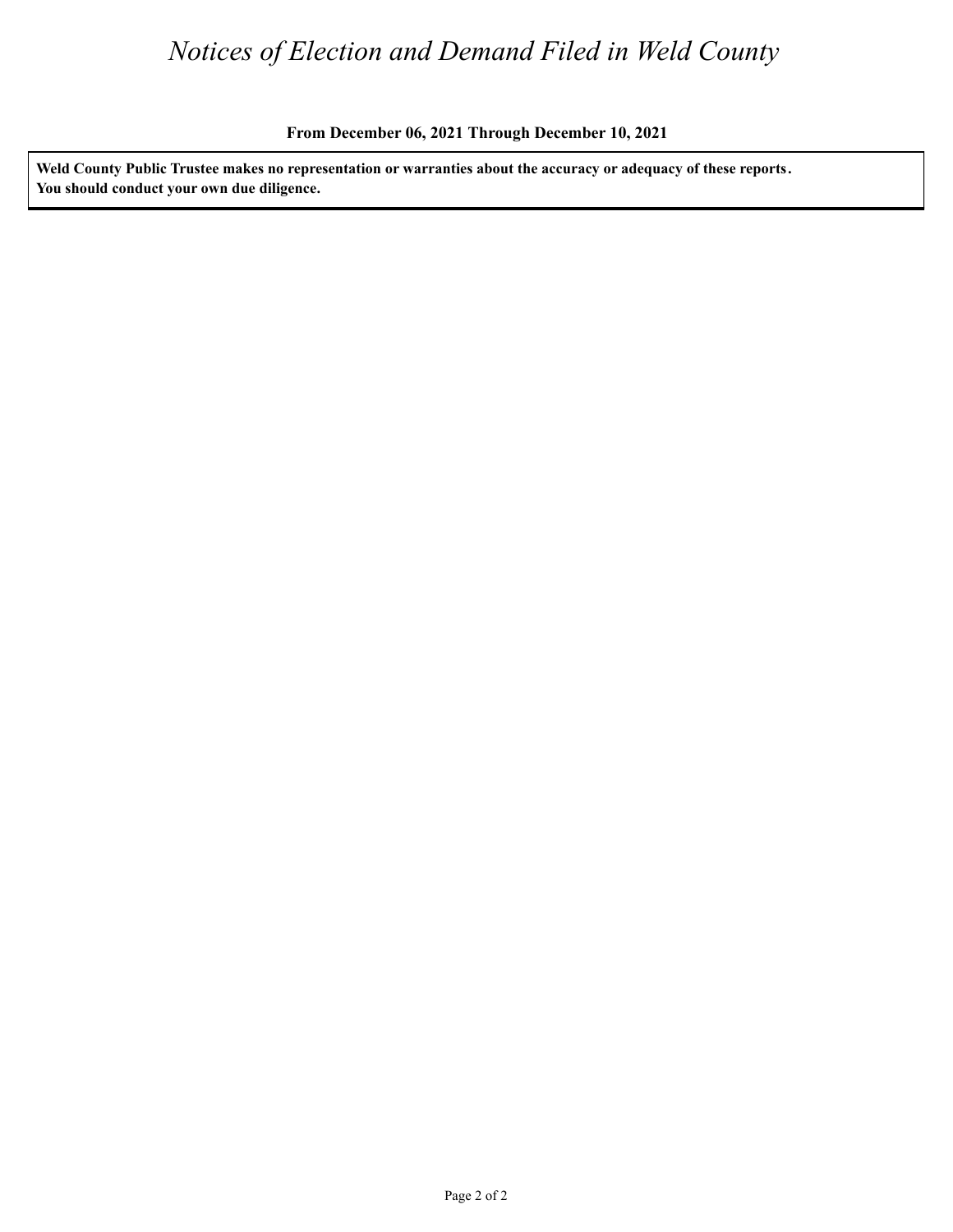# *Notices of Election and Demand Filed in Weld County*

**From December 06, 2021 Through December 10, 2021**

**Weld County Public Trustee makes no representation or warranties about the accuracy or adequacy of these reports.**
**You should conduct your own due diligence.**